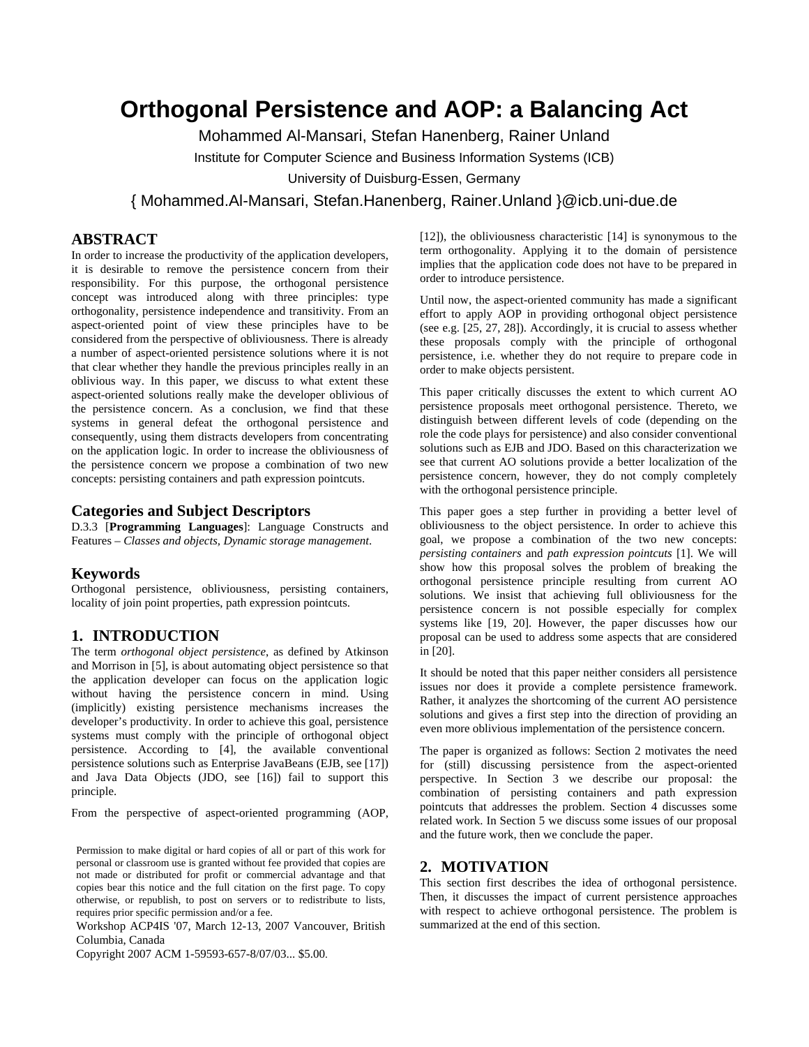# Orthogonal Persistence and AOP: a Balancing Act

Mohammed Al-Mansari, Stefan Hanenberg, Rainer Unland

Institute for Computer Science and Business Information Systems (ICB)

University of Duisburg-Essen, Germany

{ Mohammed.Al-Mansari, Stefan.Hanenberg, Rainer.Unland }@icb.uni-due.de

## ABSTRACT

In order to increase the productivity of the application developers, it is desirable to remove the persistence concern from their responsibility. For this purpose, the orthogonal persistence concept was introduced along with three principles: type orthogonality, persistence independence and transitivity. From an aspect-oriented point of view these principles have to be considered from the perspective of obliviousness. There is already a number of aspect-oriented persistence solutions where it is not that clear whether they handle the previous principles really in an oblivious way. In this paper, we discuss to what extent these aspect-oriented solutions really make the developer oblivious of the persistence concern. As a conclusion, we find that these systems in general defeat the orthogonal persistence and consequently, using them distracts developers from concentrating on the application logic. In order to increase the obliviousness of the persistence concern we propose a combination of two new concepts: persisting containers and path expression pointcuts.

### Categories and Subject Descriptors

D.3.3 [**Programming Languages**]: Language Constructs and Features – *Classes and objects, Dynamic storage management*.

### Keywords

Orthogonal persistence, obliviousness, persisting containers, locality of join point properties, path expression pointcuts.

## 1. INTRODUCTION

The term *orthogonal object persistence*, as defined by Atkinson and Morrison in [5], is about automating object persistence so that the application developer can focus on the application logic without having the persistence concern in mind. Using (implicitly) existing persistence mechanisms increases the developer's productivity. In order to achieve this goal, persistence systems must comply with the principle of orthogonal object persistence. According to [4], the available conventional persistence solutions such as Enterprise JavaBeans (EJB, see [17]) and Java Data Objects (JDO, see [16]) fail to support this principle.

From the perspective of aspect-oriented programming (AOP, [12]), the obliviousness characteristic [14] is synonymous to the term orthogonality. Applying it to the domain of persistence implies that the application code does not have to be prepared in order to introduce persistence.

Until now, the aspect-oriented community has made a significant effort to apply AOP in providing orthogonal object persistence (see e.g. [25, 27, 28]). Accordingly, it is crucial to assess whether these proposals comply with the principle of orthogonal persistence, i.e. whether they do not require to prepare code in order to make objects persistent.

This paper critically discusses the extent to which current AO persistence proposals meet orthogonal persistence. Thereto, we distinguish between different levels of code (depending on the role the code plays for persistence) and also consider conventional solutions such as EJB and JDO. Based on this characterization we see that current AO solutions provide a better localization of the persistence concern, however, they do not comply completely with the orthogonal persistence principle.

This paper goes a step further in providing a better level of obliviousness to the object persistence. In order to achieve this goal, we propose a combination of the two new concepts: *persisting containers* and *path expression pointcuts* [1]. We will show how this proposal solves the problem of breaking the orthogonal persistence principle resulting from current AO solutions. We insist that achieving full obliviousness for the persistence concern is not possible especially for complex systems like [19, 20]. However, the paper discusses how our proposal can be used to address some aspects that are considered in [20].

It should be noted that this paper neither considers all persistence issues nor does it provide a complete persistence framework. Rather, it analyzes the shortcoming of the current AO persistence solutions and gives a first step into the direction of providing an even more oblivious implementation of the persistence concern.

The paper is organized as follows: Section 2 motivates the need for (still) discussing persistence from the aspect-oriented perspective. In Section 3 we describe our proposal: the combination of persisting containers and path expression pointcuts that addresses the problem. Section 4 discusses some related work. In Section 5 we discuss some issues of our proposal and the future work, then we conclude the paper.

## 2. MOTIVATION

This section first describes the idea of orthogonal persistence. Then, it discusses the impact of current persistence approaches with respect to achieve orthogonal persistence. The problem is summarized at the end of this section.

Permission to make digital or hard copies of all or part of this work for personal or classroom use is granted without fee provided that copies are not made or distributed for profit or commercial advantage and that copies bear this notice and the full citation on the first page. To copy otherwise, or republish, to post on servers or to redistribute to lists, requires prior specific permission and/or a fee.

Workshop ACP4IS '07, March 12-13, 2007 Vancouver, British Columbia, Canada

Copyright 2007 ACM 1-59593-657-8/07/03... $5.00.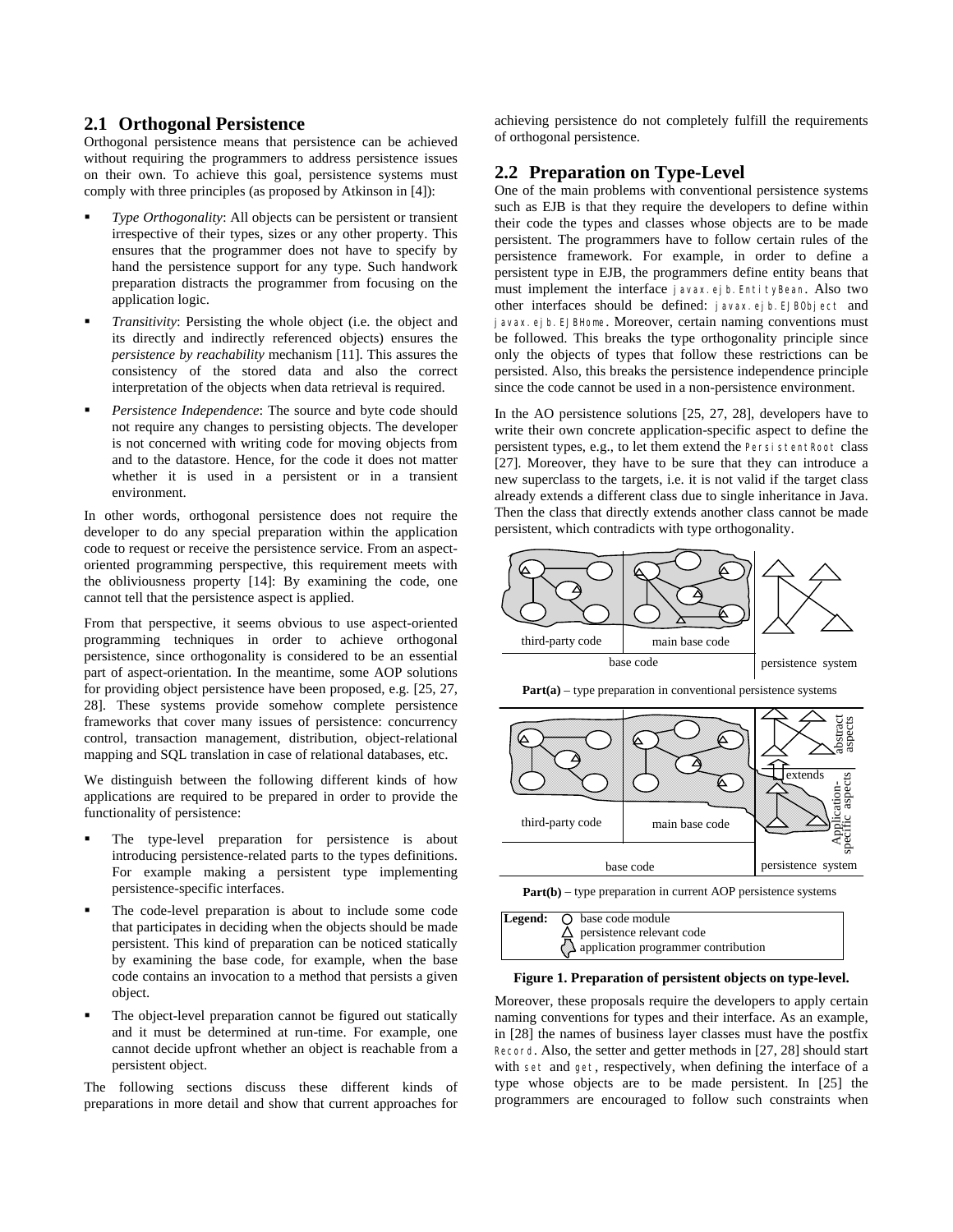## 2.1 Orthogonal Persistence

Orthogonal persistence means that persistence can be achieved without requiring the programmers to address persistence issues on their own. To achieve this goal, persistence systems must comply with three principles (as proposed by Atkinson in [4]):

- *Type Orthogonality*: All objects can be persistent or transient irrespective of their types, sizes or any other property. This ensures that the programmer does not have to specify by hand the persistence support for any type. Such handwork preparation distracts the programmer from focusing on the application logic.
- *Transitivity*: Persisting the whole object (i.e. the object and its directly and indirectly referenced objects) ensures the *persistence by reachability* mechanism [11]. This assures the consistency of the stored data and also the correct interpretation of the objects when data retrieval is required.
- *Persistence Independence*: The source and byte code should not require any changes to persisting objects. The developer is not concerned with writing code for moving objects from and to the datastore. Hence, for the code it does not matter whether it is used in a persistent or in a transient environment.

In other words, orthogonal persistence does not require the developer to do any special preparation within the application code to request or receive the persistence service. From an aspect-oriented programming perspective, this requirement meets with the obliviousness property [14]: By examining the code, one cannot tell that the persistence aspect is applied.

From that perspective, it seems obvious to use aspect-oriented programming techniques in order to achieve orthogonal persistence, since orthogonality is considered to be an essential part of aspect-orientation. In the meantime, some AOP solutions for providing object persistence have been proposed, e.g. [25, 27, 28]. These systems provide somehow complete persistence frameworks that cover many issues of persistence: concurrency control, transaction management, distribution, object-relational mapping and SQL translation in case of relational databases, etc.

We distinguish between the following different kinds of how applications are required to be prepared in order to provide the functionality of persistence:

- The type-level preparation for persistence is about introducing persistence-related parts to the types definitions. For example making a persistent type implementing persistence-specific interfaces.
- The code-level preparation is about to include some code that participates in deciding when the objects should be made persistent. This kind of preparation can be noticed statically by examining the base code, for example, when the base code contains an invocation to a method that persists a given object.
- The object-level preparation cannot be figured out statically and it must be determined at run-time. For example, one cannot decide upfront whether an object is reachable from a persistent object.

The following sections discuss these different kinds of preparations in more detail and show that current approaches for achieving persistence do not completely fulfill the requirements of orthogonal persistence.

## 2.2 Preparation on Type-Level

One of the main problems with conventional persistence systems such as EJB is that they require the developers to define within their code the types and classes whose objects are to be made persistent. The programmers have to follow certain rules of the persistence framework. For example, in order to define a persistent type in EJB, the programmers define entity beans that must implement the interface `javax.ejb.EntityBean`. Also two other interfaces should be defined: `javax.ejb.EJBObject` and `javax.ejb.EJBHome`. Moreover, certain naming conventions must be followed. This breaks the type orthogonality principle since only the objects of types that follow these restrictions can be persisted. Also, this breaks the persistence independence principle since the code cannot be used in a non-persistence environment.

In the AO persistence solutions [25, 27, 28], developers have to write their own concrete application-specific aspect to define the persistent types, e.g., to let them extend the `PersistentRoot` class [27]. Moreover, they have to be sure that they can introduce a new superclass to the targets, i.e. it is not valid if the target class already extends a different class due to single inheritance in Java. Then the class that directly extends another class cannot be made persistent, which contradicts with type orthogonality.

third-party code | main base code | base code | persistence system

**Part(a)** – type preparation in conventional persistence systems

abstract aspects | extends | Application-specific aspects | third-party code | main base code | base code | persistence system

**Part(b)** – type preparation in current AOP persistence systems

**Legend:** base code module; persistence relevant code; application programmer contribution

**Figure 1. Preparation of persistent objects on type-level.**

Moreover, these proposals require the developers to apply certain naming conventions for types and their interface. As an example, in [28] the names of business layer classes must have the postfix `Record`. Also, the setter and getter methods in [27, 28] should start with `set` and `get`, respectively, when defining the interface of a type whose objects are to be made persistent. In [25] the programmers are encouraged to follow such constraints when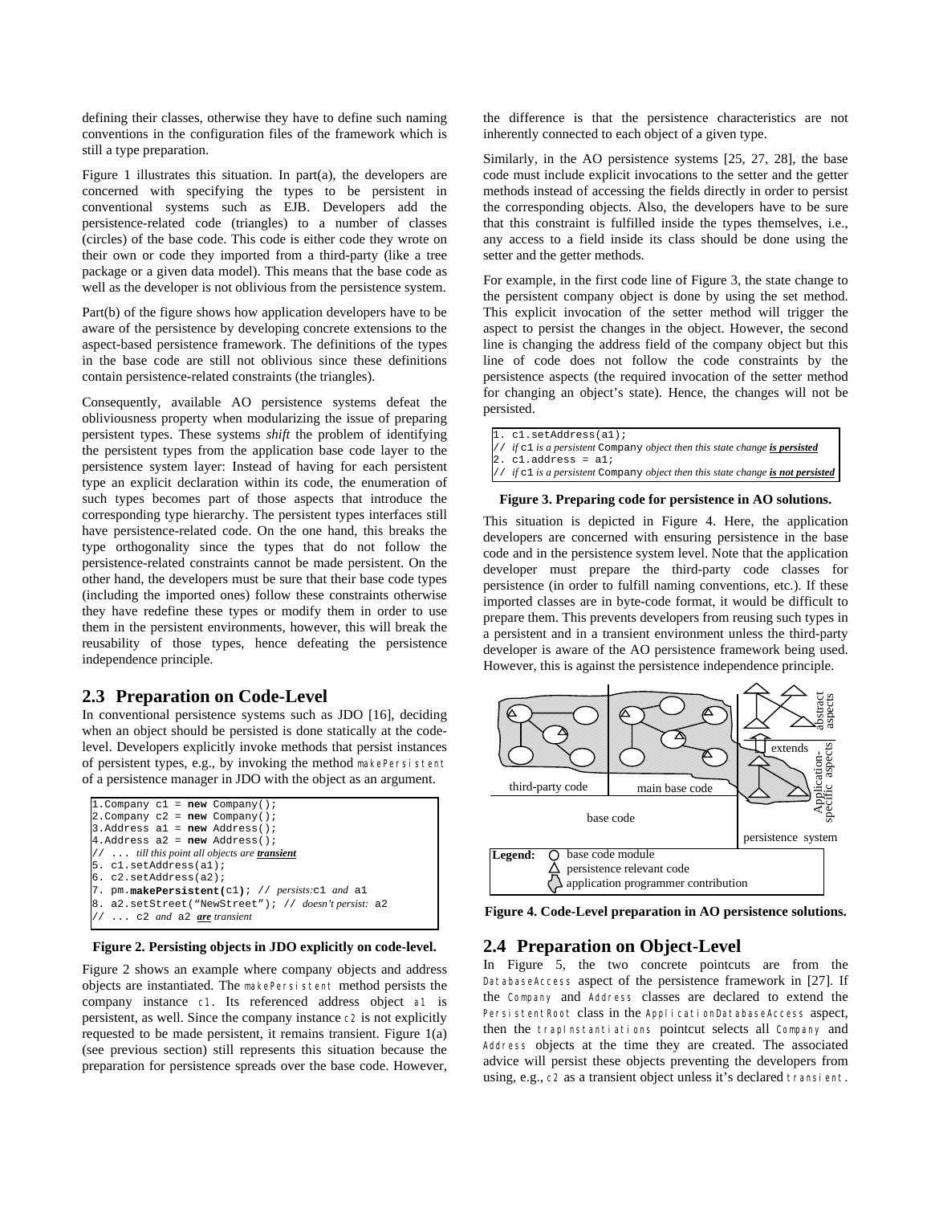defining their classes, otherwise they have to define such naming conventions in the configuration files of the framework which is still a type preparation.

Figure 1 illustrates this situation. In part(a), the developers are concerned with specifying the types to be persistent in conventional systems such as EJB. Developers add the persistence-related code (triangles) to a number of classes (circles) of the base code. This code is either code they wrote on their own or code they imported from a third-party (like a tree package or a given data model). This means that the base code as well as the developer is not oblivious from the persistence system.

Part(b) of the figure shows how application developers have to be aware of the persistence by developing concrete extensions to the aspect-based persistence framework. The definitions of the types in the base code are still not oblivious since these definitions contain persistence-related constraints (the triangles).

Consequently, available AO persistence systems defeat the obliviousness property when modularizing the issue of preparing persistent types. These systems *shift* the problem of identifying the persistent types from the application base code layer to the persistence system layer: Instead of having for each persistent type an explicit declaration within its code, the enumeration of such types becomes part of those aspects that introduce the corresponding type hierarchy. The persistent types interfaces still have persistence-related code. On the one hand, this breaks the type orthogonality since the types that do not follow the persistence-related constraints cannot be made persistent. On the other hand, the developers must be sure that their base code types (including the imported ones) follow these constraints otherwise they have redefine these types or modify them in order to use them in the persistent environments, however, this will break the reusability of those types, hence defeating the persistence independence principle.

## 2.3 Preparation on Code-Level

In conventional persistence systems such as JDO [16], deciding when an object should be persisted is done statically at the code-level. Developers explicitly invoke methods that persist instances of persistent types, e.g., by invoking the method `makePersistent` of a persistence manager in JDO with the object as an argument.

```
1.Company c1 = new Company();
2.Company c2 = new Company();
3.Address a1 = new Address();
4.Address a2 = new Address();
// ... till this point all objects are transient
5. c1.setAddress(a1);
6. c2.setAddress(a2);
7. pm.makePersistent(c1); // persists:c1 and a1
8. a2.setStreet("NewStreet"); // doesn't persist: a2
// ... c2 and a2 are transient
```

**Figure 2. Persisting objects in JDO explicitly on code-level.**

Figure 2 shows an example where company objects and address objects are instantiated. The `makePersistent` method persists the company instance `c1`. Its referenced address object `a1` is persistent, as well. Since the company instance `c2` is not explicitly requested to be made persistent, it remains transient. Figure 1(a) (see previous section) still represents this situation because the preparation for persistence spreads over the base code. However, the difference is that the persistence characteristics are not inherently connected to each object of a given type.

Similarly, in the AO persistence systems [25, 27, 28], the base code must include explicit invocations to the setter and the getter methods instead of accessing the fields directly in order to persist the corresponding objects. Also, the developers have to be sure that this constraint is fulfilled inside the types themselves, i.e., any access to a field inside its class should be done using the setter and the getter methods.

For example, in the first code line of Figure 3, the state change to the persistent company object is done by using the set method. This explicit invocation of the setter method will trigger the aspect to persist the changes in the object. However, the second line is changing the address field of the company object but this line of code does not follow the code constraints by the persistence aspects (the required invocation of the setter method for changing an object's state). Hence, the changes will not be persisted.

```
1. c1.setAddress(a1);
// if c1 is a persistent Company object then this state change is persisted
2. c1.address = a1;
// if c1 is a persistent Company object then this state change is not persisted
```

**Figure 3. Preparing code for persistence in AO solutions.**

This situation is depicted in Figure 4. Here, the application developers are concerned with ensuring persistence in the base code and in the persistence system level. Note that the application developer must prepare the third-party code classes for persistence (in order to fulfill naming conventions, etc.). If these imported classes are in byte-code format, it would be difficult to prepare them. This prevents developers from reusing such types in a persistent and in a transient environment unless the third-party developer is aware of the AO persistence framework being used. However, this is against the persistence independence principle.

**Figure 4. Code-Level preparation in AO persistence solutions.**

## 2.4 Preparation on Object-Level

In Figure 5, the two concrete pointcuts are from the `DatabaseAccess` aspect of the persistence framework in [27]. If the `Company` and `Address` classes are declared to extend the `PersistentRoot` class in the `ApplicationDatabaseAccess` aspect, then the `trapInstantiations` pointcut selects all `Company` and `Address` objects at the time they are created. The associated advice will persist these objects preventing the developers from using, e.g., `c2` as a transient object unless it's declared `transient`.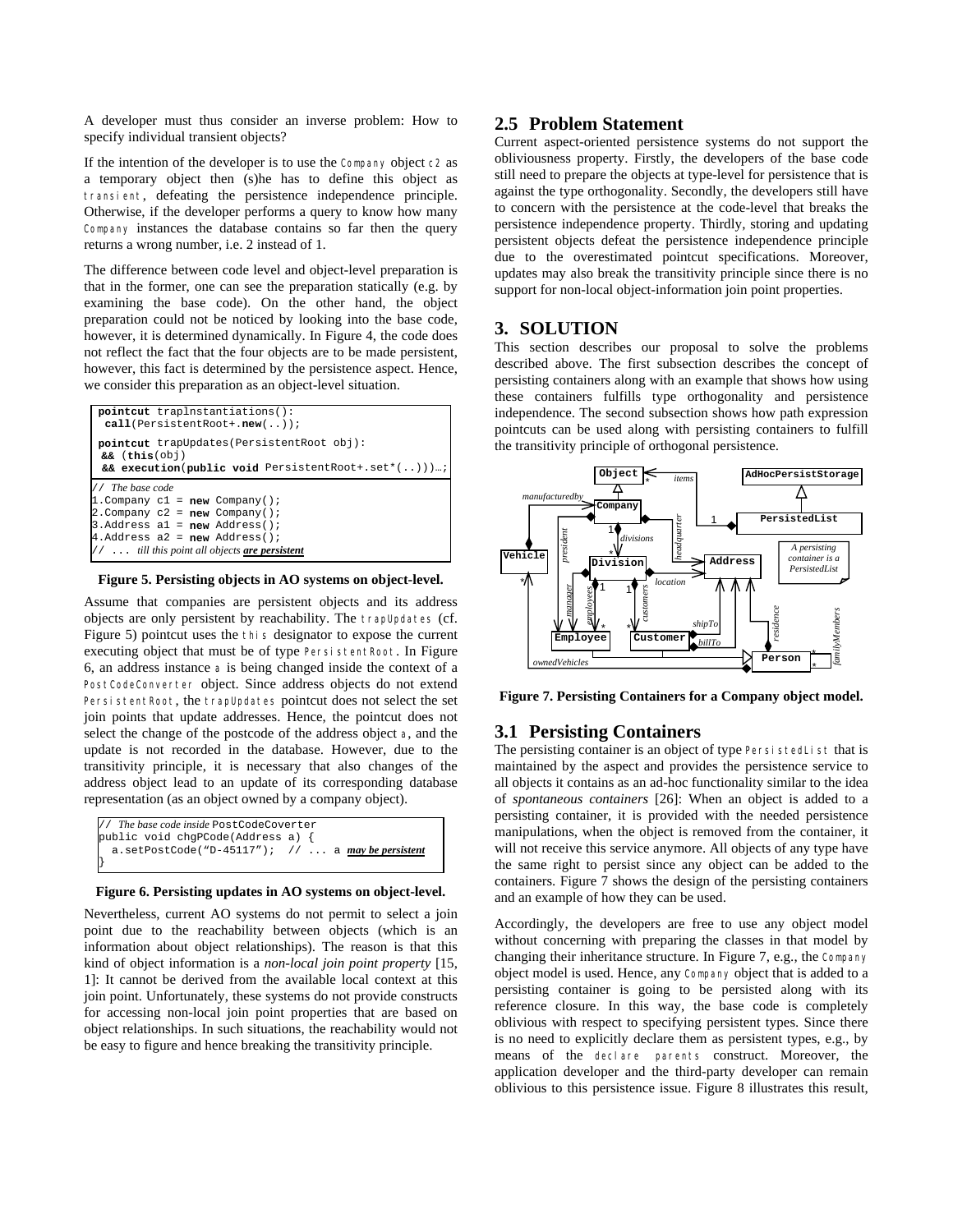A developer must thus consider an inverse problem: How to specify individual transient objects?

If the intention of the developer is to use the Company object c2 as a temporary object then (s)he has to define this object as transient, defeating the persistence independence principle. Otherwise, if the developer performs a query to know how many Company instances the database contains so far then the query returns a wrong number, i.e. 2 instead of 1.

The difference between code level and object-level preparation is that in the former, one can see the preparation statically (e.g. by examining the base code). On the other hand, the object preparation could not be noticed by looking into the base code, however, it is determined dynamically. In Figure 4, the code does not reflect the fact that the four objects are to be made persistent, however, this fact is determined by the persistence aspect. Hence, we consider this preparation as an object-level situation.

```
pointcut trapInstantiations():
  call(PersistentRoot+.new(..));

pointcut trapUpdates(PersistentRoot obj):
  && (this(obj)
  && execution(public void PersistentRoot+.set*(..)))…;
```

```
// The base code
1.Company c1 = new Company();
2.Company c2 = new Company();
3.Address a1 = new Address();
4.Address a2 = new Address();
// ... till this point all objects are persistent
```

**Figure 5. Persisting objects in AO systems on object-level.**

Assume that companies are persistent objects and its address objects are only persistent by reachability. The trapUpdates (cf. Figure 5) pointcut uses the this designator to expose the current executing object that must be of type PersistentRoot. In Figure 6, an address instance a is being changed inside the context of a PostCodeConverter object. Since address objects do not extend PersistentRoot, the trapUpdates pointcut does not select the set join points that update addresses. Hence, the pointcut does not select the change of the postcode of the address object a, and the update is not recorded in the database. However, due to the transitivity principle, it is necessary that also changes of the address object lead to an update of its corresponding database representation (as an object owned by a company object).

```
// The base code inside PostCodeCoverter
public void chgPCode(Address a) {
  a.setPostCode("D-45117");  // ... a may be persistent
}
```

**Figure 6. Persisting updates in AO systems on object-level.**

Nevertheless, current AO systems do not permit to select a join point due to the reachability between objects (which is an information about object relationships). The reason is that this kind of object information is a *non-local join point property* [15, 1]: It cannot be derived from the available local context at this join point. Unfortunately, these systems do not provide constructs for accessing non-local join point properties that are based on object relationships. In such situations, the reachability would not be easy to figure and hence breaking the transitivity principle.

## 2.5 Problem Statement

Current aspect-oriented persistence systems do not support the obliviousness property. Firstly, the developers of the base code still need to prepare the objects at type-level for persistence that is against the type orthogonality. Secondly, the developers still have to concern with the persistence at the code-level that breaks the persistence independence property. Thirdly, storing and updating persistent objects defeat the persistence independence principle due to the overestimated pointcut specifications. Moreover, updates may also break the transitivity principle since there is no support for non-local object-information join point properties.

# 3. SOLUTION

This section describes our proposal to solve the problems described above. The first subsection describes the concept of persisting containers along with an example that shows how using these containers fulfills type orthogonality and persistence independence. The second subsection shows how path expression pointcuts can be used along with persisting containers to fulfill the transitivity principle of orthogonal persistence.

**Figure 7. Persisting Containers for a Company object model.**

## 3.1 Persisting Containers

The persisting container is an object of type PersistedList that is maintained by the aspect and provides the persistence service to all objects it contains as an ad-hoc functionality similar to the idea of *spontaneous containers* [26]: When an object is added to a persisting container, it is provided with the needed persistence manipulations, when the object is removed from the container, it will not receive this service anymore. All objects of any type have the same right to persist since any object can be added to the containers. Figure 7 shows the design of the persisting containers and an example of how they can be used.

Accordingly, the developers are free to use any object model without concerning with preparing the classes in that model by changing their inheritance structure. In Figure 7, e.g., the Company object model is used. Hence, any Company object that is added to a persisting container is going to be persisted along with its reference closure. In this way, the base code is completely oblivious with respect to specifying persistent types. Since there is no need to explicitly declare them as persistent types, e.g., by means of the declare parents construct. Moreover, the application developer and the third-party developer can remain oblivious to this persistence issue. Figure 8 illustrates this result,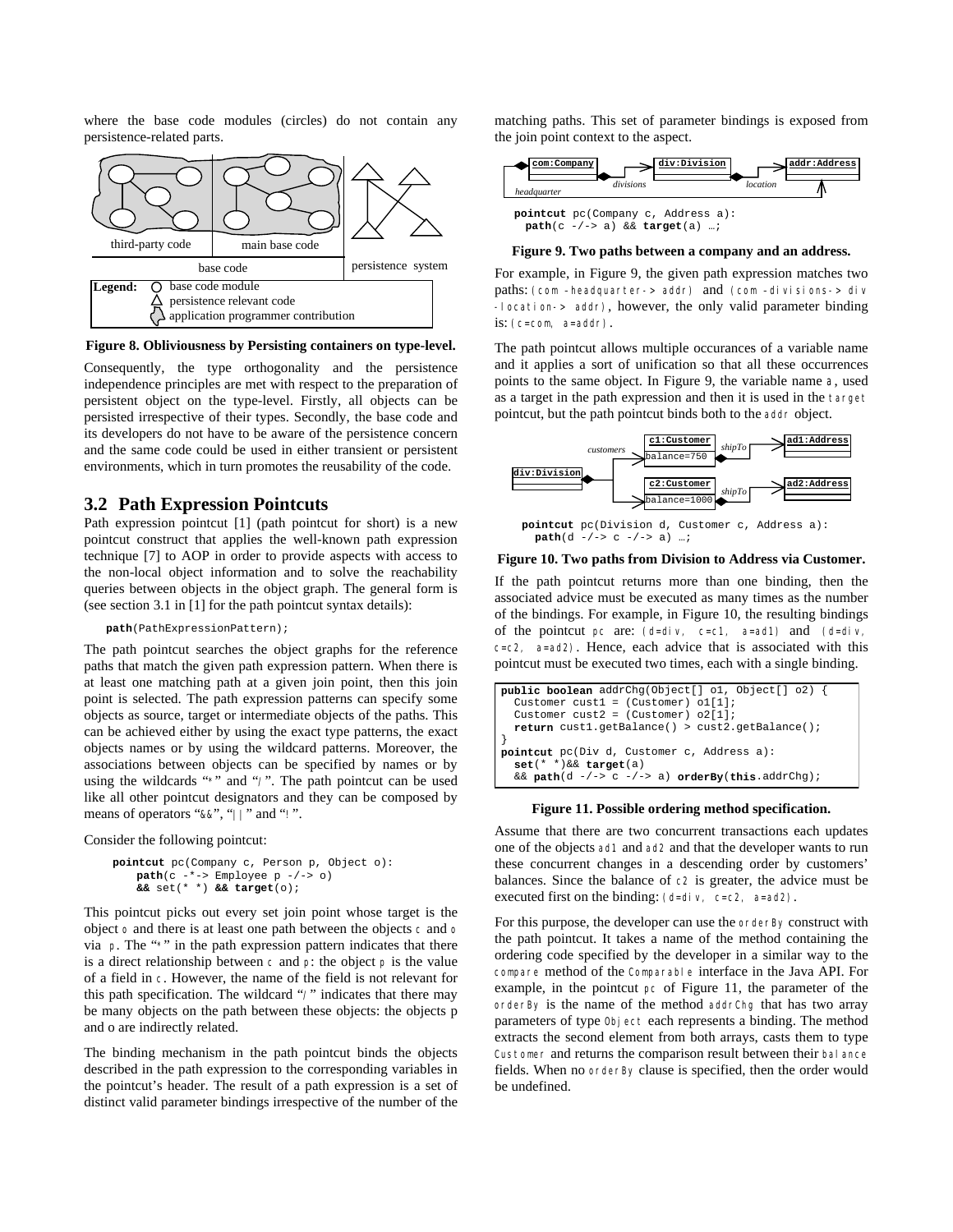where the base code modules (circles) do not contain any persistence-related parts.

**Figure 8. Obliviousness by Persisting containers on type-level.**

Consequently, the type orthogonality and the persistence independence principles are met with respect to the preparation of persistent object on the type-level. Firstly, all objects can be persisted irrespective of their types. Secondly, the base code and its developers do not have to be aware of the persistence concern and the same code could be used in either transient or persistent environments, which in turn promotes the reusability of the code.

## 3.2 Path Expression Pointcuts

Path expression pointcut [1] (path pointcut for short) is a new pointcut construct that applies the well-known path expression technique [7] to AOP in order to provide aspects with access to the non-local object information and to solve the reachability queries between objects in the object graph. The general form is (see section 3.1 in [1] for the path pointcut syntax details):

```
path(PathExpressionPattern);
```

The path pointcut searches the object graphs for the reference paths that match the given path expression pattern. When there is at least one matching path at a given join point, then this join point is selected. The path expression patterns can specify some objects as source, target or intermediate objects of the paths. This can be achieved either by using the exact type patterns, the exact objects names or by using the wildcard patterns. Moreover, the associations between objects can be specified by names or by using the wildcards "*" and "/". The path pointcut can be used like all other pointcut designators and they can be composed by means of operators "&&", "||" and "!".

Consider the following pointcut:

```
pointcut pc(Company c, Person p, Object o):
    path(c -*-> Employee p -/-> o)
    && set(* *) && target(o);
```

This pointcut picks out every set join point whose target is the object `o` and there is at least one path between the objects `c` and `o` via `p`. The "*" in the path expression pattern indicates that there is a direct relationship between `c` and `p`: the object `p` is the value of a field in `c`. However, the name of the field is not relevant for this path specification. The wildcard "/" indicates that there may be many objects on the path between these objects: the objects p and o are indirectly related.

The binding mechanism in the path pointcut binds the objects described in the path expression to the corresponding variables in the pointcut's header. The result of a path expression is a set of distinct valid parameter bindings irrespective of the number of the matching paths. This set of parameter bindings is exposed from the join point context to the aspect.

```
pointcut pc(Company c, Address a):
  path(c -/-> a) && target(a) …;
```

**Figure 9. Two paths between a company and an address.**

For example, in Figure 9, the given path expression matches two paths: `(com -headquarter-> addr)` and `(com -divisions-> div -location-> addr)`, however, the only valid parameter binding is: `(c=com, a=addr)`.

The path pointcut allows multiple occurances of a variable name and it applies a sort of unification so that all these occurrences points to the same object. In Figure 9, the variable name `a`, used as a target in the path expression and then it is used in the `target` pointcut, but the path pointcut binds both to the `addr` object.

```
pointcut pc(Division d, Customer c, Address a):
  path(d -/-> c -/-> a) …;
```

**Figure 10. Two paths from Division to Address via Customer.**

If the path pointcut returns more than one binding, then the associated advice must be executed as many times as the number of the bindings. For example, in Figure 10, the resulting bindings of the pointcut `pc` are: `(d=div, c=c1, a=ad1)` and `(d=div, c=c2, a=ad2)`. Hence, each advice that is associated with this pointcut must be executed two times, each with a single binding.

```
public boolean addrChg(Object[] o1, Object[] o2) {
  Customer cust1 = (Customer) o1[1];
  Customer cust2 = (Customer) o2[1];
  return cust1.getBalance() > cust2.getBalance();
}
pointcut pc(Div d, Customer c, Address a):
  set(* *)&& target(a)
  && path(d -/-> c -/-> a) orderBy(this.addrChg);
```

**Figure 11. Possible ordering method specification.**

Assume that there are two concurrent transactions each updates one of the objects `ad1` and `ad2` and that the developer wants to run these concurrent changes in a descending order by customers' balances. Since the balance of `c2` is greater, the advice must be executed first on the binding: `(d=div, c=c2, a=ad2)`.

For this purpose, the developer can use the `orderBy` construct with the path pointcut. It takes a name of the method containing the ordering code specified by the developer in a similar way to the `compare` method of the `Comparable` interface in the Java API. For example, in the pointcut `pc` of Figure 11, the parameter of the `orderBy` is the name of the method `addrChg` that has two array parameters of type `Object` each represents a binding. The method extracts the second element from both arrays, casts them to type `Customer` and returns the comparison result between their `balance` fields. When no `orderBy` clause is specified, then the order would be undefined.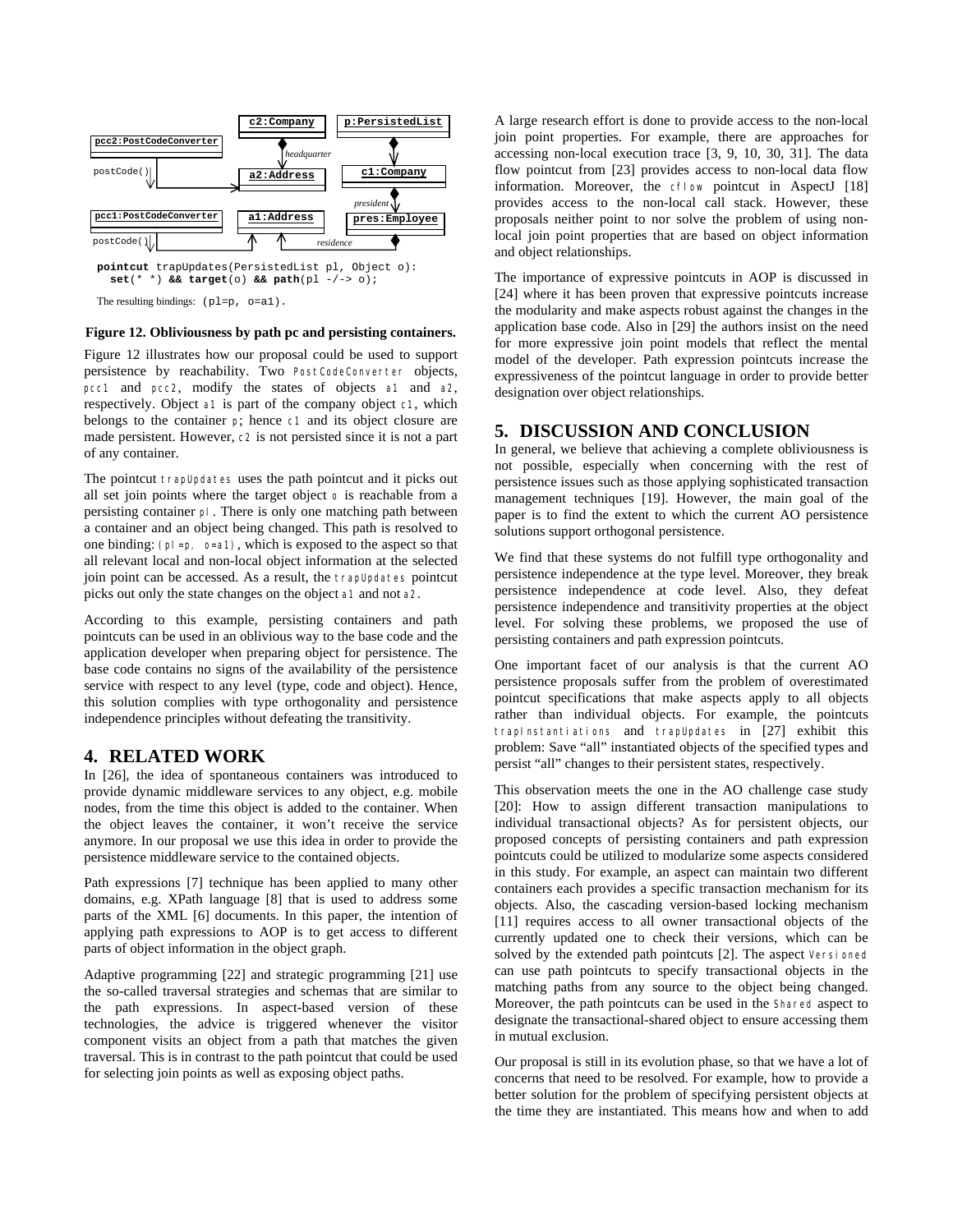c2:Company

p:PersistedList

pcc2:PostCodeConverter

headquarter

postCode()

a2:Address

c1:Company

president

pcc1:PostCodeConverter

a1:Address

pres:Employee

postCode()

residence

```
pointcut trapUpdates(PersistedList pl, Object o):
  set(* *) && target(o) && path(pl -/-> o);
```

The resulting bindings: (pl=p, o=a1).

**Figure 12. Obliviousness by path pc and persisting containers.**

Figure 12 illustrates how our proposal could be used to support persistence by reachability. Two `PostCodeConverter` objects, `pcc1` and `pcc2`, modify the states of objects `a1` and `a2`, respectively. Object `a1` is part of the company object `c1`, which belongs to the container `p`; hence `c1` and its object closure are made persistent. However, `c2` is not persisted since it is not a part of any container.

The pointcut `trapUpdates` uses the path pointcut and it picks out all set join points where the target object `o` is reachable from a persisting container `pl`. There is only one matching path between a container and an object being changed. This path is resolved to one binding: `(pl=p, o=a1)`, which is exposed to the aspect so that all relevant local and non-local object information at the selected join point can be accessed. As a result, the `trapUpdates` pointcut picks out only the state changes on the object `a1` and not `a2`.

According to this example, persisting containers and path pointcuts can be used in an oblivious way to the base code and the application developer when preparing object for persistence. The base code contains no signs of the availability of the persistence service with respect to any level (type, code and object). Hence, this solution complies with type orthogonality and persistence independence principles without defeating the transitivity.

## 4. RELATED WORK

In [26], the idea of spontaneous containers was introduced to provide dynamic middleware services to any object, e.g. mobile nodes, from the time this object is added to the container. When the object leaves the container, it won't receive the service anymore. In our proposal we use this idea in order to provide the persistence middleware service to the contained objects.

Path expressions [7] technique has been applied to many other domains, e.g. XPath language [8] that is used to address some parts of the XML [6] documents. In this paper, the intention of applying path expressions to AOP is to get access to different parts of object information in the object graph.

Adaptive programming [22] and strategic programming [21] use the so-called traversal strategies and schemas that are similar to the path expressions. In aspect-based version of these technologies, the advice is triggered whenever the visitor component visits an object from a path that matches the given traversal. This is in contrast to the path pointcut that could be used for selecting join points as well as exposing object paths.

A large research effort is done to provide access to the non-local join point properties. For example, there are approaches for accessing non-local execution trace [3, 9, 10, 30, 31]. The data flow pointcut from [23] provides access to non-local data flow information. Moreover, the `cflow` pointcut in AspectJ [18] provides access to the non-local call stack. However, these proposals neither point to nor solve the problem of using non-local join point properties that are based on object information and object relationships.

The importance of expressive pointcuts in AOP is discussed in [24] where it has been proven that expressive pointcuts increase the modularity and make aspects robust against the changes in the application base code. Also in [29] the authors insist on the need for more expressive join point models that reflect the mental model of the developer. Path expression pointcuts increase the expressiveness of the pointcut language in order to provide better designation over object relationships.

## 5. DISCUSSION AND CONCLUSION

In general, we believe that achieving a complete obliviousness is not possible, especially when concerning with the rest of persistence issues such as those applying sophisticated transaction management techniques [19]. However, the main goal of the paper is to find the extent to which the current AO persistence solutions support orthogonal persistence.

We find that these systems do not fulfill type orthogonality and persistence independence at the type level. Moreover, they break persistence independence at code level. Also, they defeat persistence independence and transitivity properties at the object level. For solving these problems, we proposed the use of persisting containers and path expression pointcuts.

One important facet of our analysis is that the current AO persistence proposals suffer from the problem of overestimated pointcut specifications that make aspects apply to all objects rather than individual objects. For example, the pointcuts `trapInstantiations` and `trapUpdates` in [27] exhibit this problem: Save "all" instantiated objects of the specified types and persist "all" changes to their persistent states, respectively.

This observation meets the one in the AO challenge case study [20]: How to assign different transaction manipulations to individual transactional objects? As for persistent objects, our proposed concepts of persisting containers and path expression pointcuts could be utilized to modularize some aspects considered in this study. For example, an aspect can maintain two different containers each provides a specific transaction mechanism for its objects. Also, the cascading version-based locking mechanism [11] requires access to all owner transactional objects of the currently updated one to check their versions, which can be solved by the extended path pointcuts [2]. The aspect `Versioned` can use path pointcuts to specify transactional objects in the matching paths from any source to the object being changed. Moreover, the path pointcuts can be used in the `Shared` aspect to designate the transactional-shared object to ensure accessing them in mutual exclusion.

Our proposal is still in its evolution phase, so that we have a lot of concerns that need to be resolved. For example, how to provide a better solution for the problem of specifying persistent objects at the time they are instantiated. This means how and when to add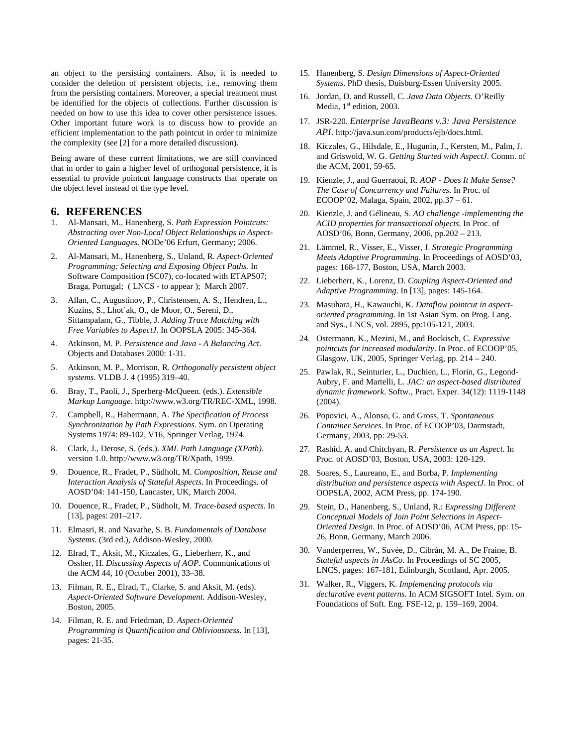an object to the persisting containers. Also, it is needed to consider the deletion of persistent objects, i.e., removing them from the persisting containers. Moreover, a special treatment must be identified for the objects of collections. Further discussion is needed on how to use this idea to cover other persistence issues. Other important future work is to discuss how to provide an efficient implementation to the path pointcut in order to minimize the complexity (see [2] for a more detailed discussion).

Being aware of these current limitations, we are still convinced that in order to gain a higher level of orthogonal persistence, it is essential to provide pointcut language constructs that operate on the object level instead of the type level.

## 6. REFERENCES

1. Al-Mansari, M., Hanenberg, S. *Path Expression Pointcuts: Abstracting over Non-Local Object Relationships in Aspect-Oriented Languages*. NODe'06 Erfurt, Germany; 2006.
2. Al-Mansari, M., Hanenberg, S., Unland, R. *Aspect-Oriented Programming: Selecting and Exposing Object Paths.* In Software Composition (SC07), co-located with ETAPS07; Braga, Portugal; ( LNCS - to appear ); March 2007.
3. Allan, C., Augustinov, P., Christensen, A. S., Hendren, L., Kuzins, S., Lhot´ak, O., de Moor, O., Sereni, D., Sittampalam, G., Tibble, J. *Adding Trace Matching with Free Variables to AspectJ*. In OOPSLA 2005: 345-364.
4. Atkinson, M. P. *Persistence and Java - A Balancing Act*. Objects and Databases 2000: 1-31.
5. Atkinson, M. P., Morrison, R. *Orthogonally persistent object systems*. VLDB J. 4 (1995) 319–40.
6. Bray, T., Paoli, J., Sperberg-McQueen. (eds.). *Extensible Markup Language*. http://www.w3.org/TR/REC-XML, 1998.
7. Campbell, R., Habermann, A. *The Specification of Process Synchronization by Path Expressions*. Sym. on Operating Systems 1974: 89-102, V16, Springer Verlag, 1974.
8. Clark, J., Derose, S. (eds.). *XML Path Language (XPath)*. version 1.0. http://www.w3.org/TR/Xpath, 1999.
9. Douence, R., Fradet, P., Südholt, M. *Composition, Reuse and Interaction Analysis of Stateful Aspects*. In Proceedings. of AOSD'04: 141-150, Lancaster, UK, March 2004.
10. Douence, R., Fradet, P., Südholt, M. *Trace-based aspects*. In [13], pages: 201–217.
11. Elmasri, R. and Navathe, S. B. *Fundamentals of Database Systems*. (3rd ed.), Addison-Wesley, 2000.
12. Elrad, T., Aksit, M., Kiczales, G., Lieberherr, K., and Ossher, H. *Discussing Aspects of AOP*. Communications of the ACM 44, 10 (October 2001), 33–38.
13. Filman, R. E., Elrad, T., Clarke, S. and Aksit, M. (eds). *Aspect-Oriented Software Development*. Addison-Wesley, Boston, 2005.
14. Filman, R. E. and Friedman, D. *Aspect-Oriented Programming is Quantification and Obliviousness*. In [13], pages: 21-35.
15. Hanenberg, S. *Design Dimensions of Aspect-Oriented Systems*. PhD thesis, Duisburg-Essen University 2005.
16. Jordan, D. and Russell, C. *Java Data Objects*. O'Reilly Media, 1st edition, 2003.
17. JSR-220. *Enterprise JavaBeans v.3: Java Persistence API*. http://java.sun.com/products/ejb/docs.html.
18. Kiczales, G., Hilsdale, E., Hugunin, J., Kersten, M., Palm, J. and Griswold, W. G. *Getting Started with AspectJ*. Comm. of the ACM, 2001, 59-65.
19. Kienzle, J., and Guerraoui, R. *AOP - Does It Make Sense? The Case of Concurrency and Failures*. In Proc. of ECOOP'02, Malaga, Spain, 2002, pp.37 – 61.
20. Kienzle, J. and Gélineau, S. *AO challenge -implementing the ACID properties for transactional objects.* In Proc. of AOSD'06, Bonn, Germany, 2006, pp.202 – 213.
21. Lämmel, R., Visser, E., Visser, J. *Strategic Programming Meets Adaptive Programming*. In Proceedings of AOSD'03, pages: 168-177, Boston, USA, March 2003.
22. Lieberherr, K., Lorenz, D. *Coupling Aspect-Oriented and Adaptive Programming*. In [13], pages: 145-164.
23. Masuhara, H., Kawauchi, K. *Dataflow pointcut in aspect-oriented programming*. In 1st Asian Sym. on Prog. Lang. and Sys., LNCS, vol. 2895, pp:105-121, 2003.
24. Ostermann, K., Mezini, M., and Bockisch, C. *Expressive pointcuts for increased modularity*. In Proc. of ECOOP'05, Glasgow, UK, 2005, Springer Verlag, pp. 214 – 240.
25. Pawlak, R., Seinturier, L., Duchien, L., Florin, G., Legond-Aubry, F. and Martelli, L. *JAC: an aspect-based distributed dynamic framework*. Softw., Pract. Exper. 34(12): 1119-1148 (2004).
26. Popovici, A., Alonso, G. and Gross, T. *Spontaneous Container Services*. In Proc. of ECOOP'03, Darmstadt, Germany, 2003, pp: 29-53.
27. Rashid, A. and Chitchyan, R. *Persistence as an Aspect*. In Proc. of AOSD'03, Boston, USA, 2003: 120-129.
28. Soares, S., Laureano, E., and Borba, P. *Implementing distribution and persistence aspects with AspectJ*. In Proc. of OOPSLA, 2002, ACM Press, pp. 174-190.
29. Stein, D., Hanenberg, S., Unland, R.: *Expressing Different Conceptual Models of Join Point Selections in Aspect-Oriented Design*. In Proc. of AOSD'06, ACM Press, pp: 15-26, Bonn, Germany, March 2006.
30. Vanderperren, W., Suvée, D., Cibrán, M. A., De Fraine, B. *Stateful aspects in JAsCo*. In Proceedings of SC 2005, LNCS, pages: 167-181, Edinburgh, Scotland, Apr. 2005.
31. Walker, R., Viggers, K. *Implementing protocols via declarative event patterns*. In ACM SIGSOFT Intel. Sym. on Foundations of Soft. Eng. FSE-12, p. 159–169, 2004.